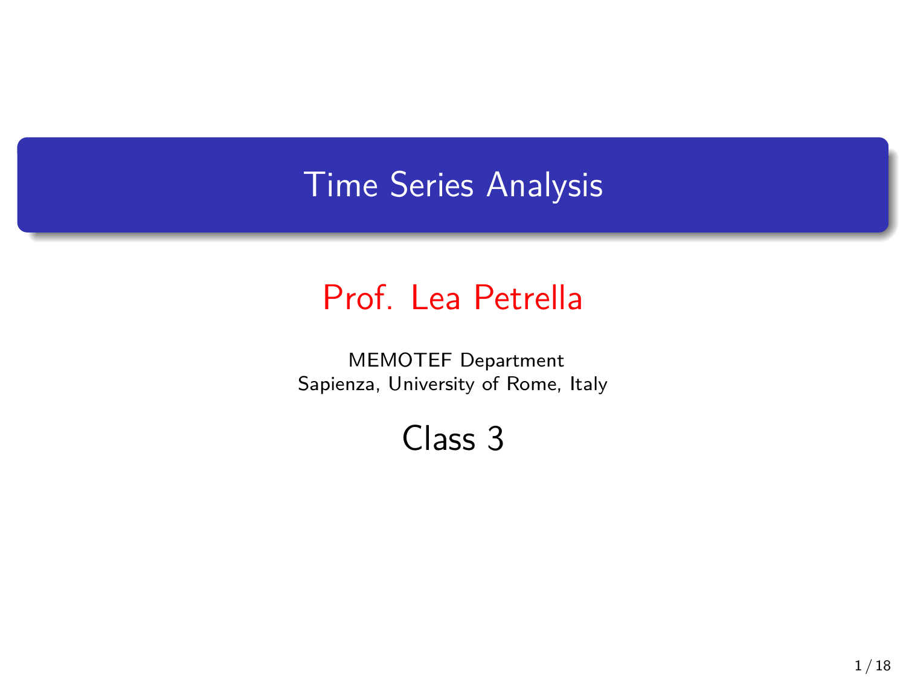# Time Series Analysis

## Prof. Lea Petrella

MEMOTEF Department
Sapienza, University of Rome, Italy

## Class 3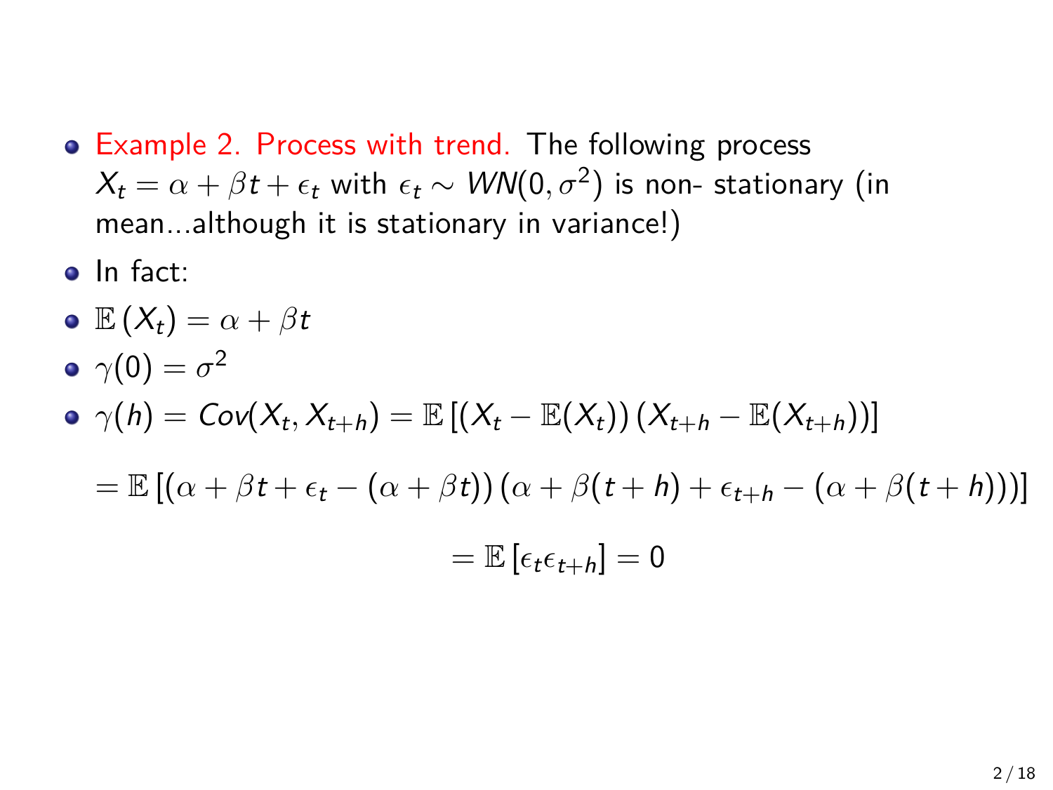- Example 2. Process with trend. The following process $X_t = \alpha + \beta t + \epsilon_t$ with $\epsilon_t \sim WN(0, \sigma^2)$ is non- stationary (in mean...although it is stationary in variance!)
- In fact:
- $\mathbb{E}(X_t) = \alpha + \beta t$
- $\gamma(0) = \sigma^2$
- $\gamma(h) = Cov(X_t, X_{t+h}) = \mathbb{E}\left[\left(X_t - \mathbb{E}(X_t)\right)\left(X_{t+h} - \mathbb{E}(X_{t+h})\right)\right]$

$$= \mathbb{E}\left[\left(\alpha + \beta t + \epsilon_t - (\alpha + \beta t)\right)\left(\alpha + \beta(t+h) + \epsilon_{t+h} - (\alpha + \beta(t+h))\right)\right]$$

$$= \mathbb{E}\left[\epsilon_t \epsilon_{t+h}\right] = 0$$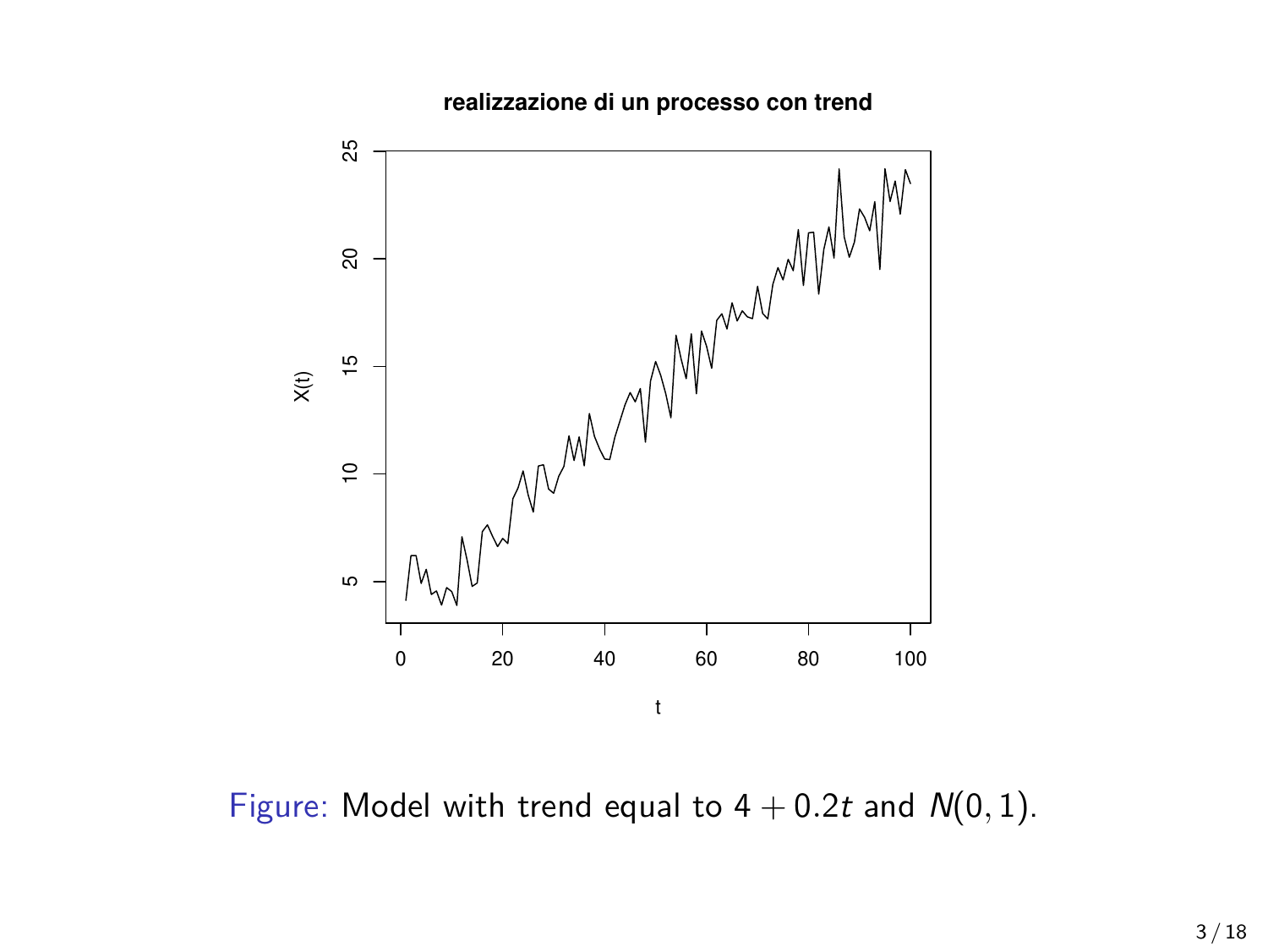Figure: Model with trend equal to $4 + 0.2t$ and $N(0, 1)$.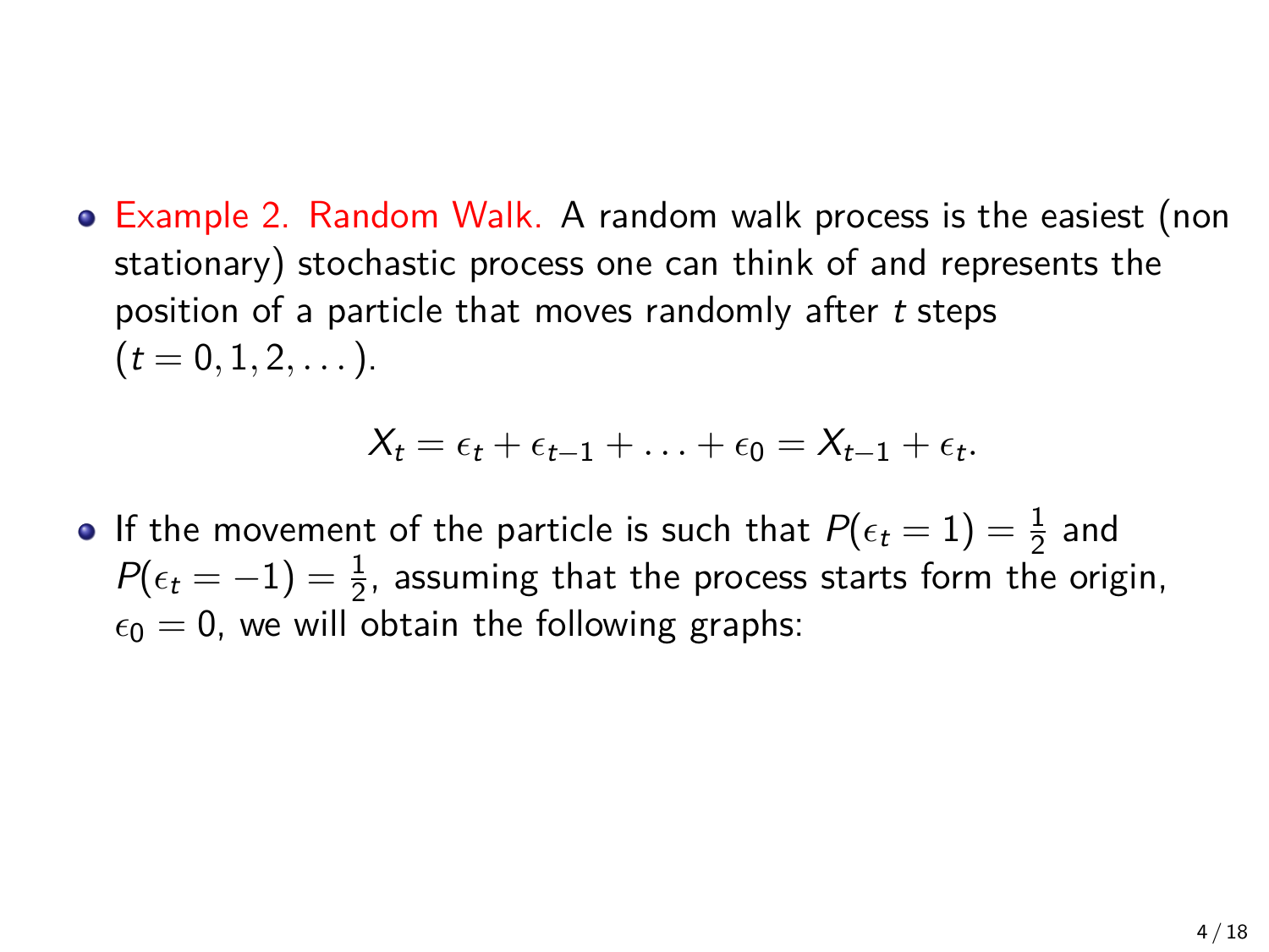- Example 2. Random Walk. A random walk process is the easiest (non stationary) stochastic process one can think of and represents the position of a particle that moves randomly after $t$ steps $(t = 0, 1, 2, \dots)$.

$$X_t = \epsilon_t + \epsilon_{t-1} + \ldots + \epsilon_0 = X_{t-1} + \epsilon_t.$$

- If the movement of the particle is such that $P(\epsilon_t = 1) = \frac{1}{2}$ and $P(\epsilon_t = -1) = \frac{1}{2}$, assuming that the process starts form the origin, $\epsilon_0 = 0$, we will obtain the following graphs: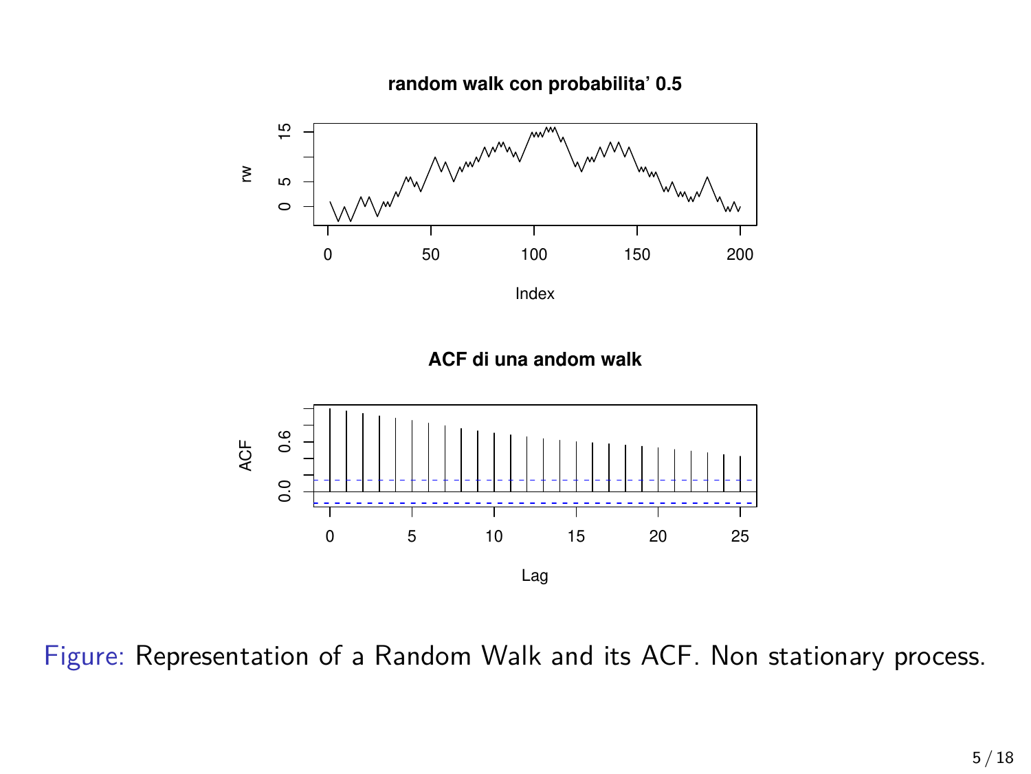Figure: Representation of a Random Walk and its ACF. Non stationary process.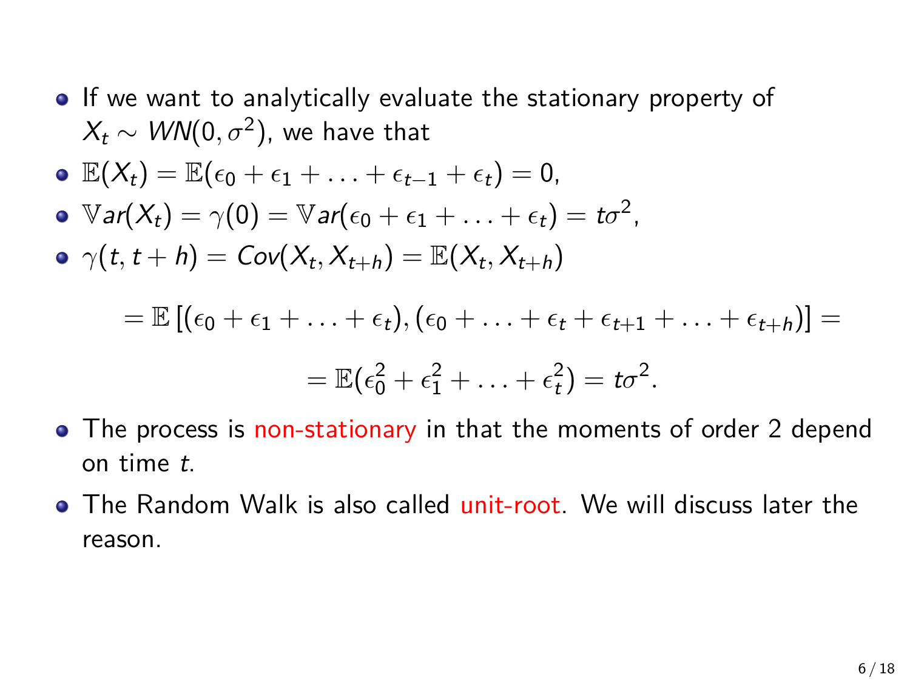- If we want to analytically evaluate the stationary property of $X_t \sim WN(0, \sigma^2)$, we have that
- $\mathbb{E}(X_t) = \mathbb{E}(\epsilon_0 + \epsilon_1 + \ldots + \epsilon_{t-1} + \epsilon_t) = 0$,
- $\mathbb{V}ar(X_t) = \gamma(0) = \mathbb{V}ar(\epsilon_0 + \epsilon_1 + \ldots + \epsilon_t) = t\sigma^2$,
- $\gamma(t, t+h) = Cov(X_t, X_{t+h}) = \mathbb{E}(X_t, X_{t+h})$

$$= \mathbb{E}\left[(\epsilon_0 + \epsilon_1 + \ldots + \epsilon_t), (\epsilon_0 + \ldots + \epsilon_t + \epsilon_{t+1} + \ldots + \epsilon_{t+h})\right] =$$

$$= \mathbb{E}(\epsilon_0^2 + \epsilon_1^2 + \ldots + \epsilon_t^2) = t\sigma^2.$$

- The process is non-stationary in that the moments of order 2 depend on time $t$.
- The Random Walk is also called unit-root. We will discuss later the reason.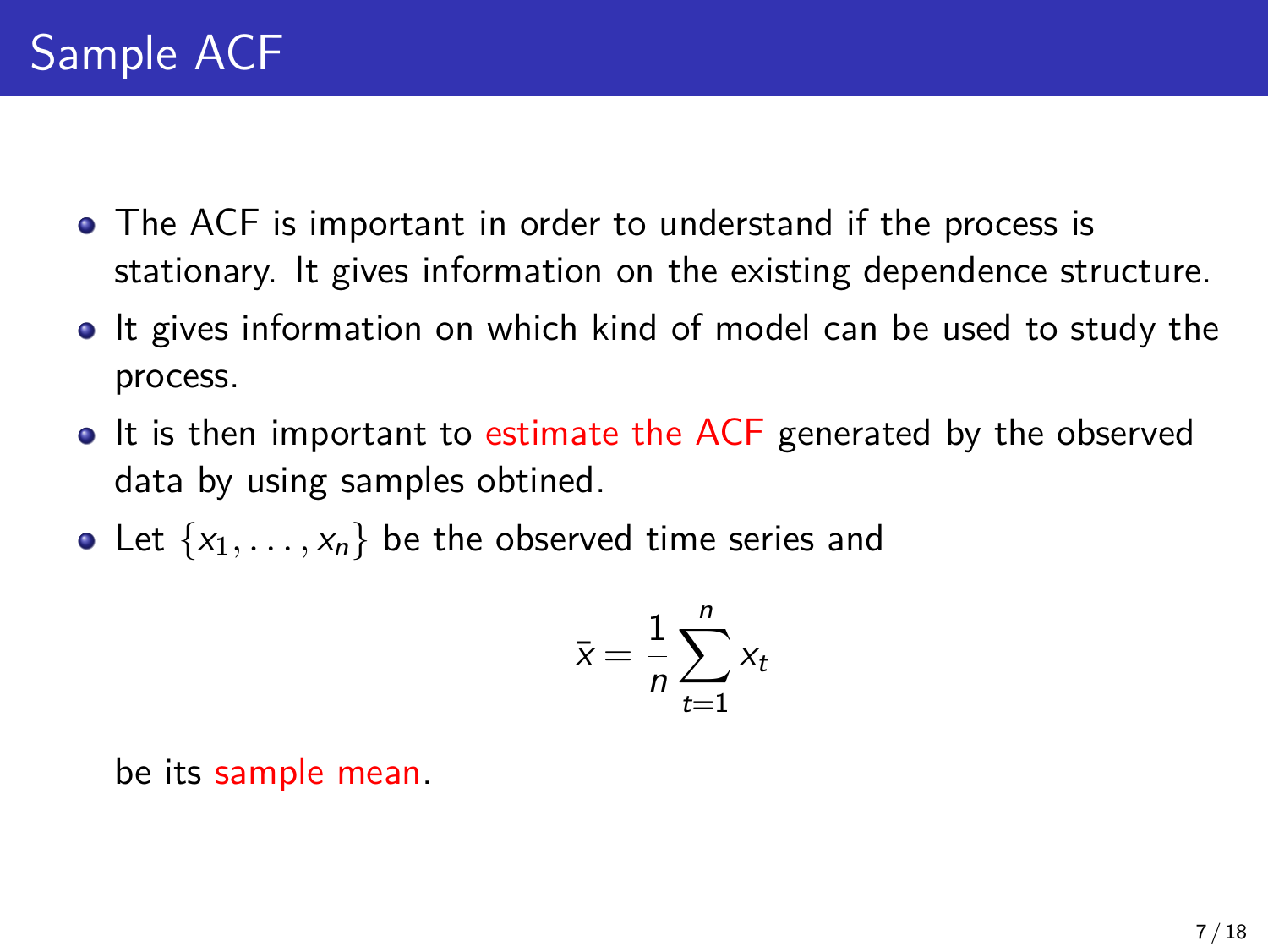# Sample ACF

- The ACF is important in order to understand if the process is stationary. It gives information on the existing dependence structure.
- It gives information on which kind of model can be used to study the process.
- It is then important to estimate the ACF generated by the observed data by using samples obtined.
- Let $\{x_1, \ldots, x_n\}$ be the observed time series and

$$\bar{x} = \frac{1}{n} \sum_{t=1}^{n} x_t$$

  be its sample mean.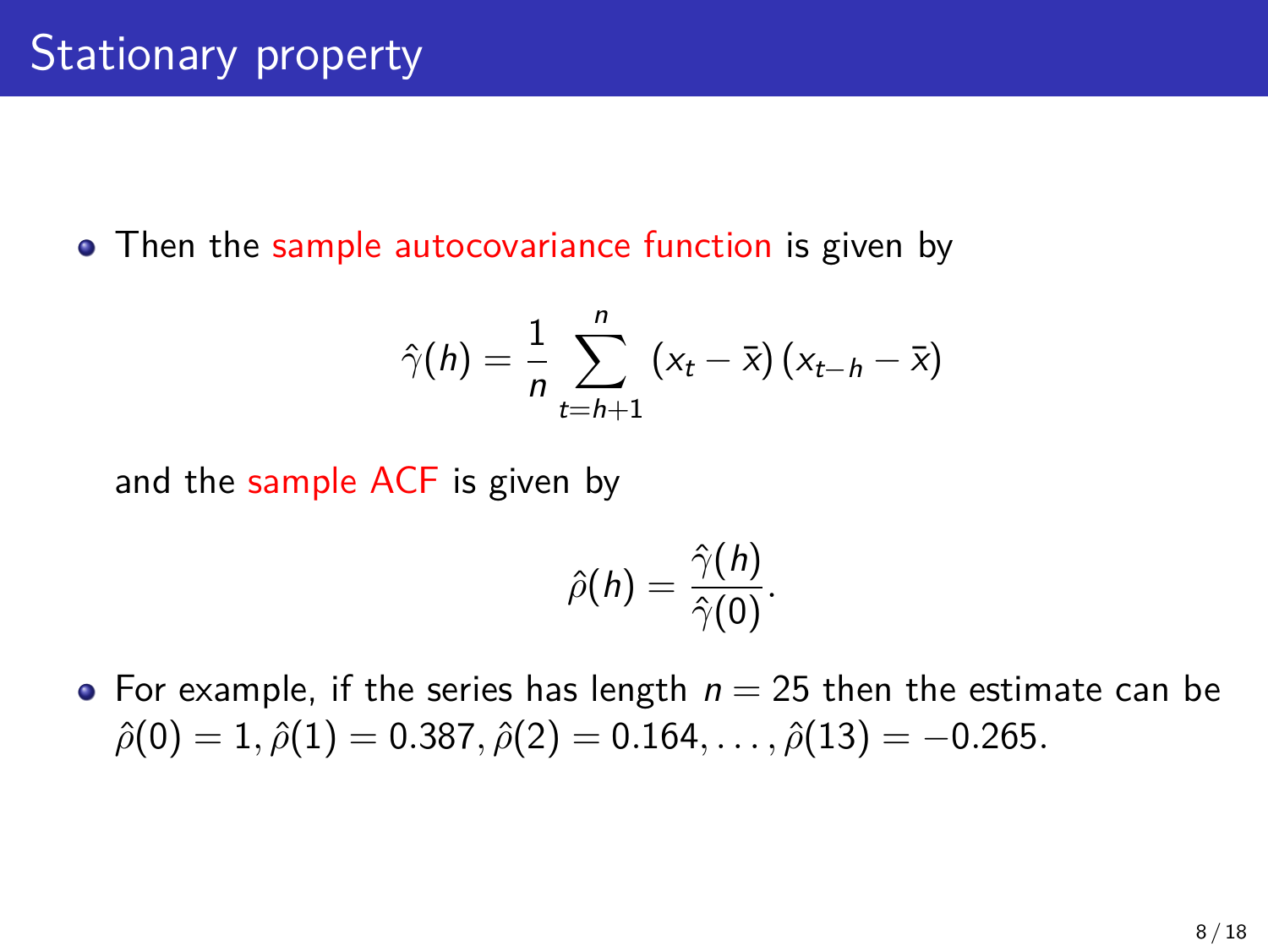# Stationary property

- Then the sample autocovariance function is given by

$$\hat{\gamma}(h) = \frac{1}{n} \sum_{t=h+1}^{n} (x_t - \bar{x})(x_{t-h} - \bar{x})$$

  and the sample ACF is given by

$$\hat{\rho}(h) = \frac{\hat{\gamma}(h)}{\hat{\gamma}(0)}.$$

- For example, if the series has length $n = 25$ then the estimate can be $\hat{\rho}(0) = 1, \hat{\rho}(1) = 0.387, \hat{\rho}(2) = 0.164, \ldots, \hat{\rho}(13) = -0.265$.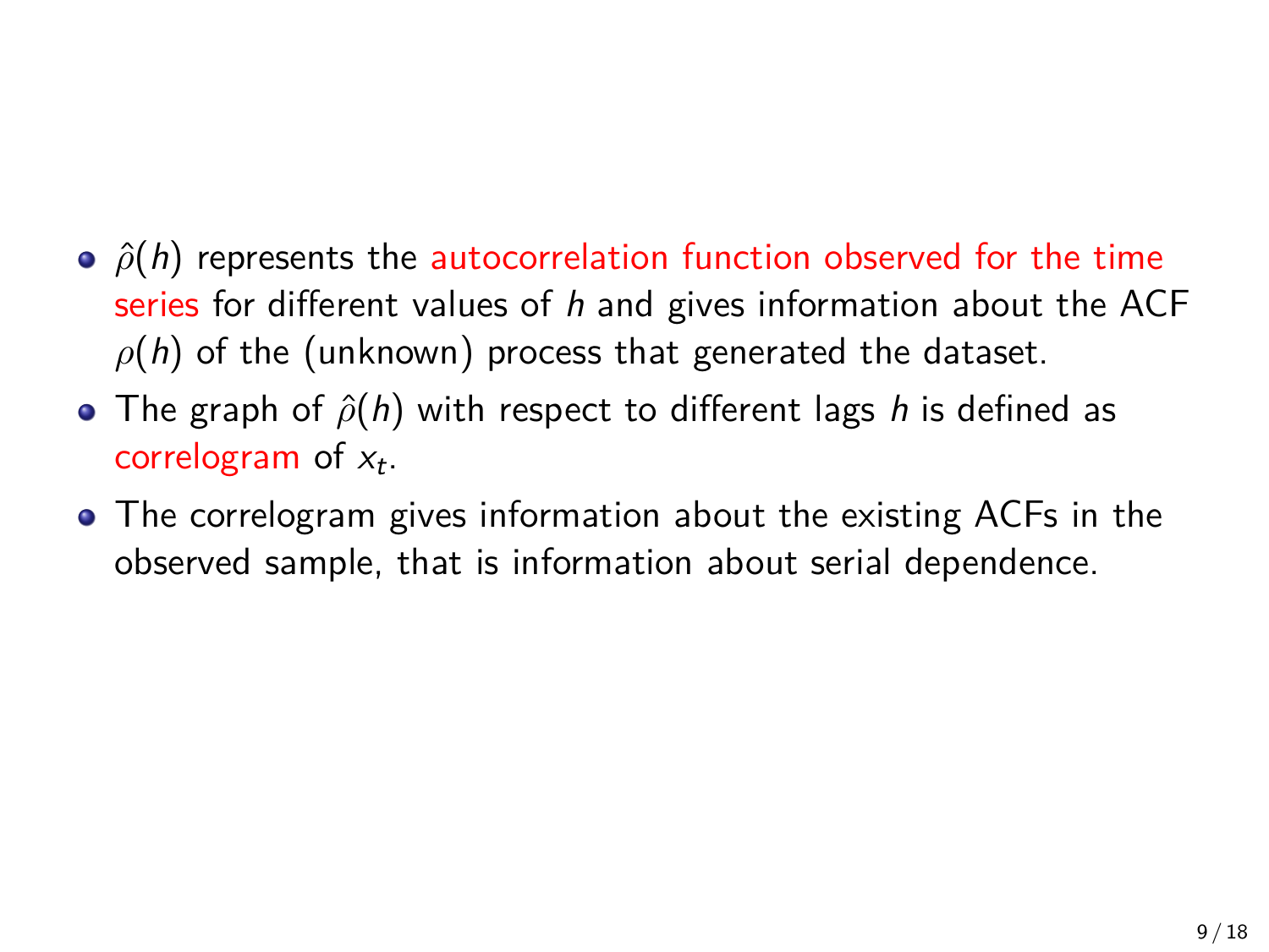- $\hat{\rho}(h)$ represents the autocorrelation function observed for the time series for different values of $h$ and gives information about the ACF $\rho(h)$ of the (unknown) process that generated the dataset.
- The graph of $\hat{\rho}(h)$ with respect to different lags $h$ is defined as correlogram of $x_t$.
- The correlogram gives information about the existing ACFs in the observed sample, that is information about serial dependence.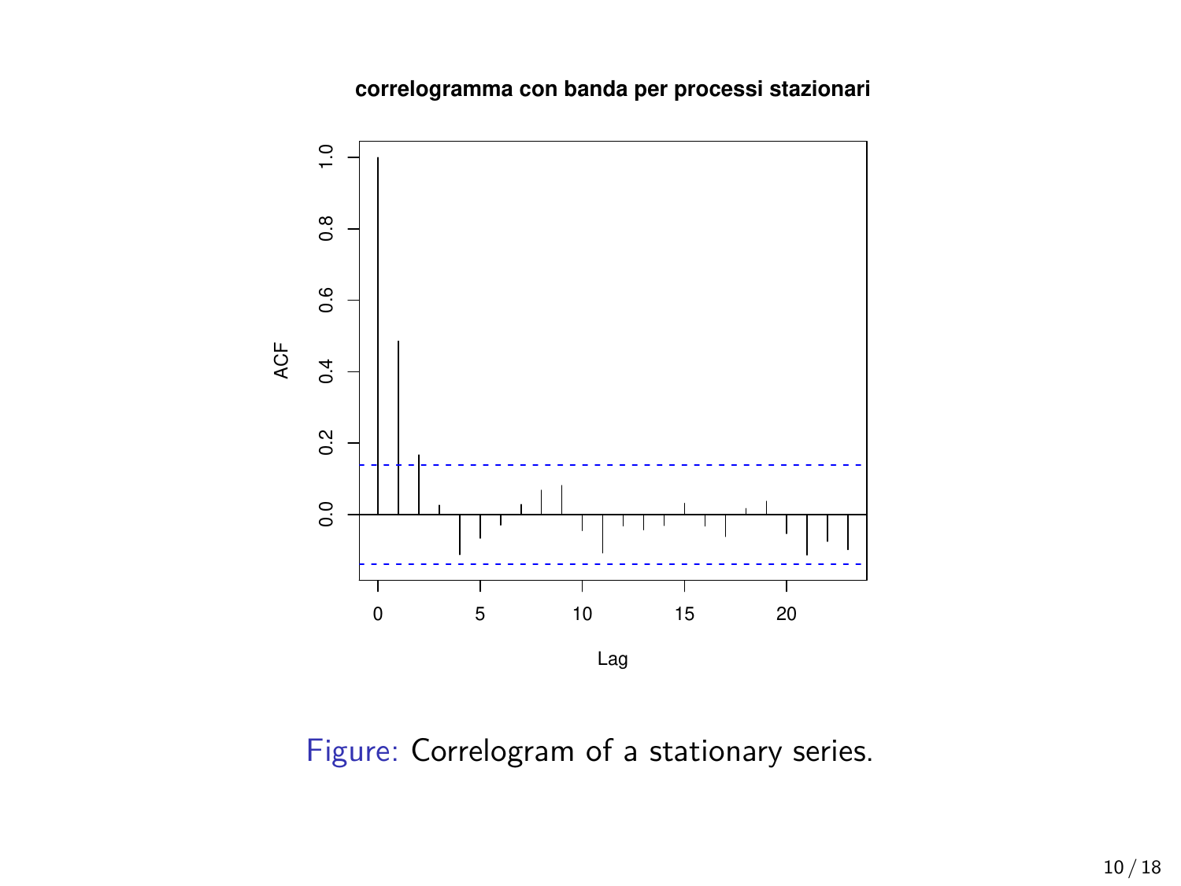Figure: Correlogram of a stationary series.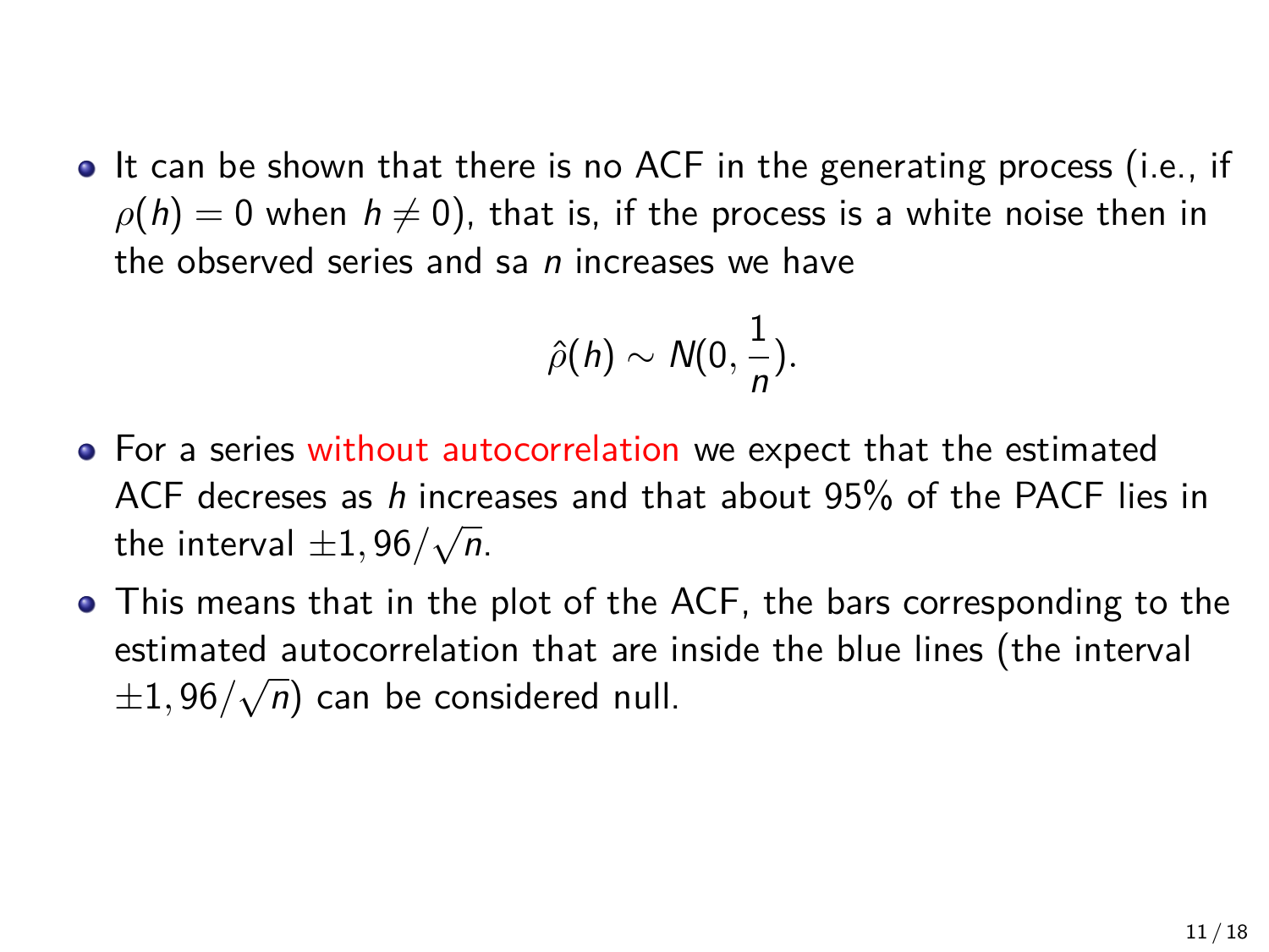- It can be shown that there is no ACF in the generating process (i.e., if $\rho(h) = 0$ when $h \neq 0$), that is, if the process is a white noise then in the observed series and sa $n$ increases we have

$$\hat{\rho}(h) \sim N(0, \frac{1}{n}).$$

- For a series without autocorrelation we expect that the estimated ACF decreses as $h$ increases and that about 95% of the PACF lies in the interval $\pm 1,96/\sqrt{n}$.
- This means that in the plot of the ACF, the bars corresponding to the estimated autocorrelation that are inside the blue lines (the interval $\pm 1,96/\sqrt{n}$) can be considered null.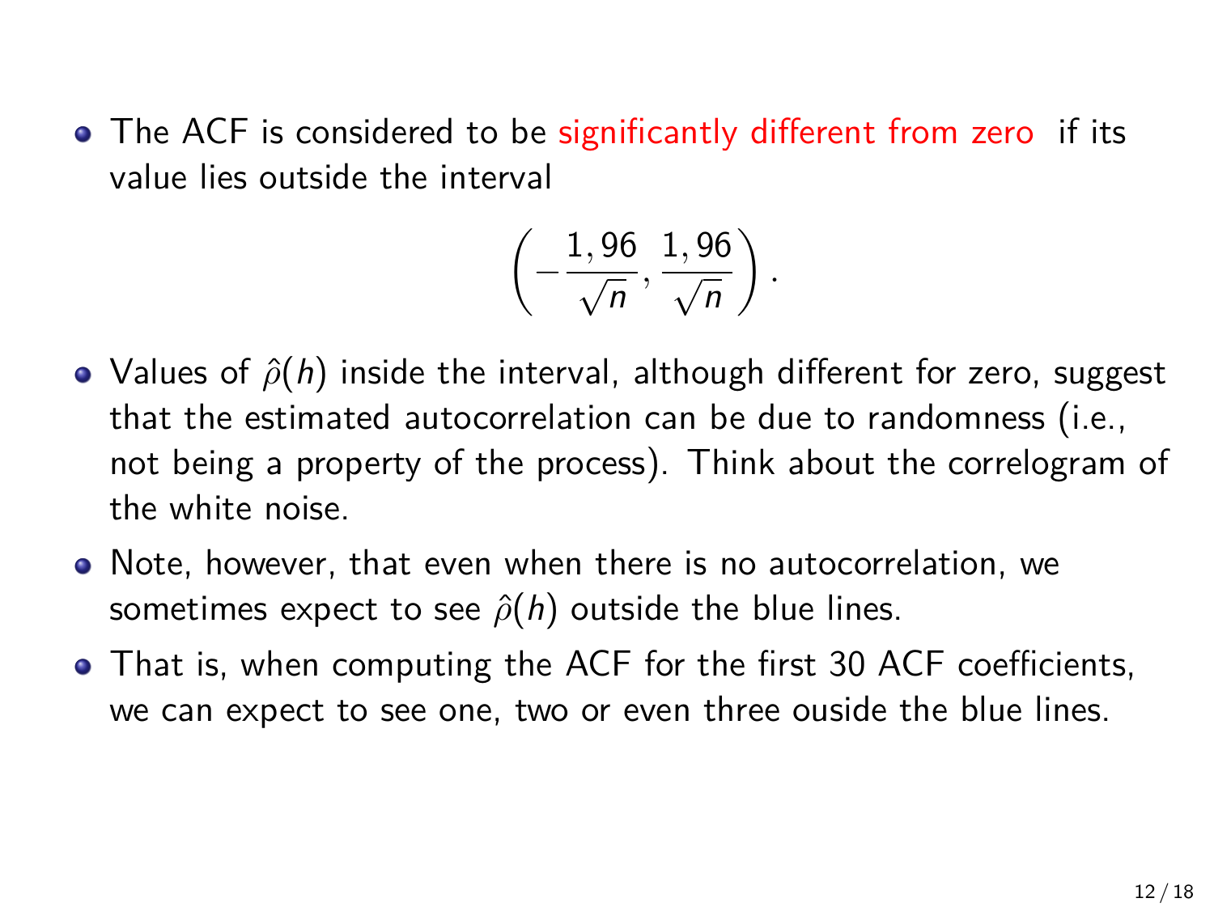- The ACF is considered to be significantly different from zero if its value lies outside the interval

$$\left(-\frac{1,96}{\sqrt{n}}, \frac{1,96}{\sqrt{n}}\right).$$

- Values of $\hat{\rho}(h)$ inside the interval, although different for zero, suggest that the estimated autocorrelation can be due to randomness (i.e., not being a property of the process). Think about the correlogram of the white noise.
- Note, however, that even when there is no autocorrelation, we sometimes expect to see $\hat{\rho}(h)$ outside the blue lines.
- That is, when computing the ACF for the first 30 ACF coefficients, we can expect to see one, two or even three ouside the blue lines.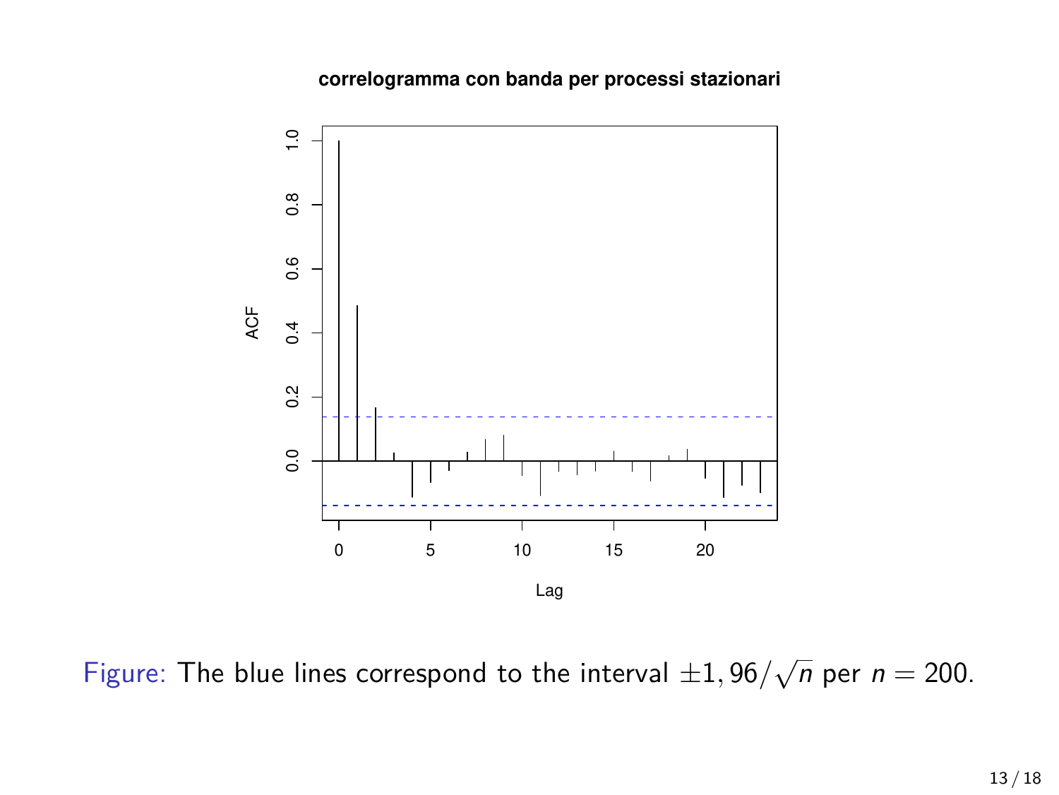correlogramma con banda per processi stazionari

Figure: The blue lines correspond to the interval $\pm 1,96/\sqrt{n}$ per $n = 200$.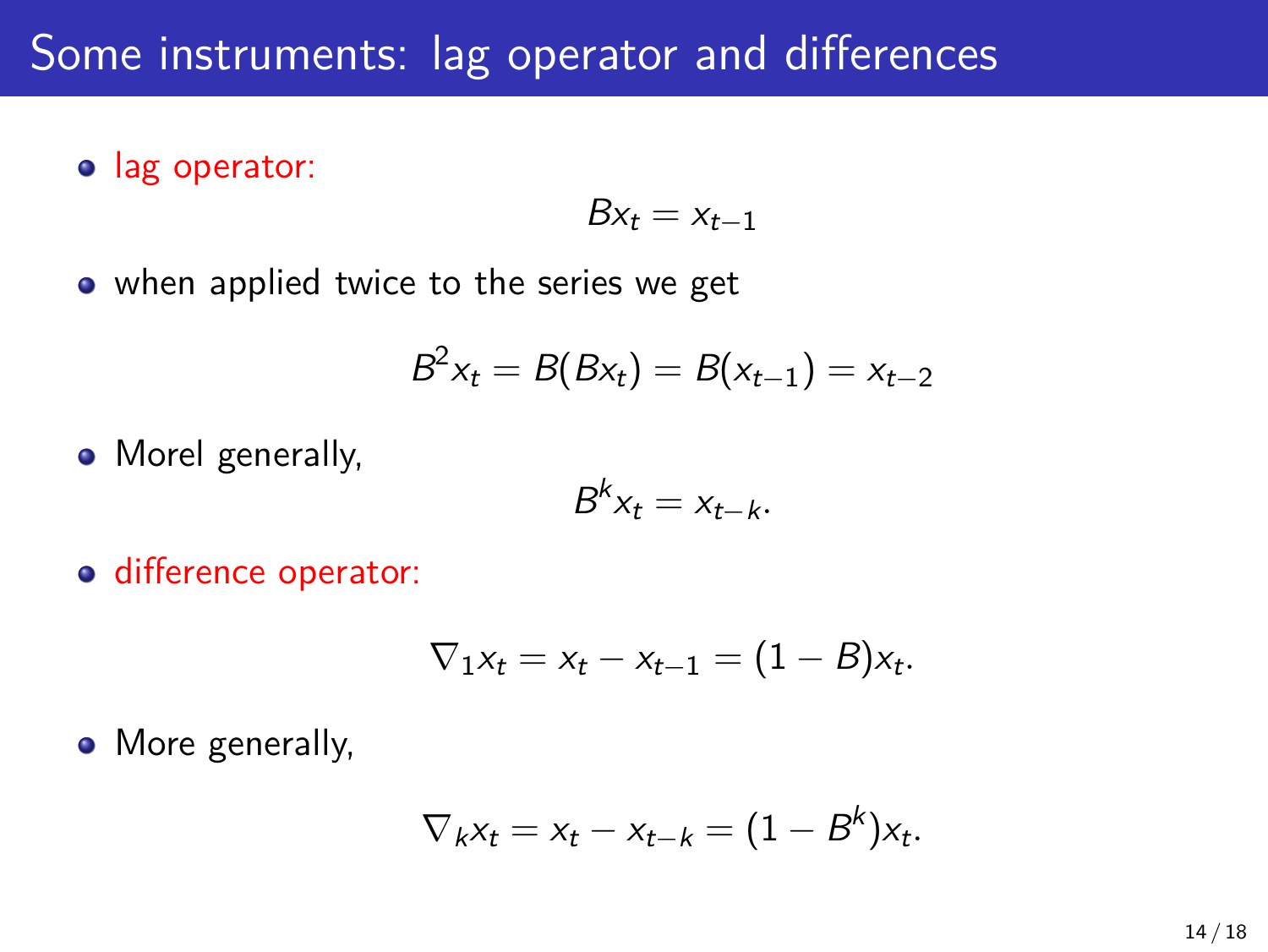# Some instruments: lag operator and differences

- lag operator:

$$Bx_t = x_{t-1}$$

- when applied twice to the series we get

$$B^2 x_t = B(Bx_t) = B(x_{t-1}) = x_{t-2}$$

- Morel generally,

$$B^k x_t = x_{t-k}.$$

- difference operator:

$$\nabla_1 x_t = x_t - x_{t-1} = (1 - B)x_t.$$

- More generally,

$$\nabla_k x_t = x_t - x_{t-k} = (1 - B^k)x_t.$$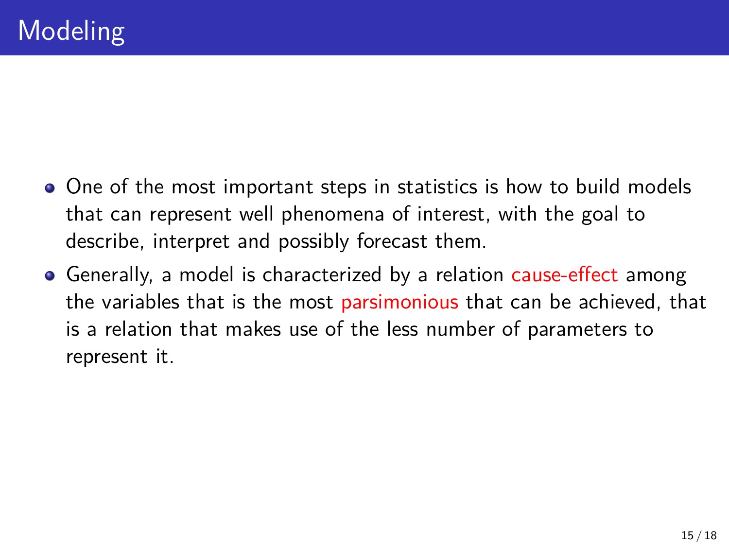# Modeling

- One of the most important steps in statistics is how to build models that can represent well phenomena of interest, with the goal to describe, interpret and possibly forecast them.
- Generally, a model is characterized by a relation cause-effect among the variables that is the most parsimonious that can be achieved, that is a relation that makes use of the less number of parameters to represent it.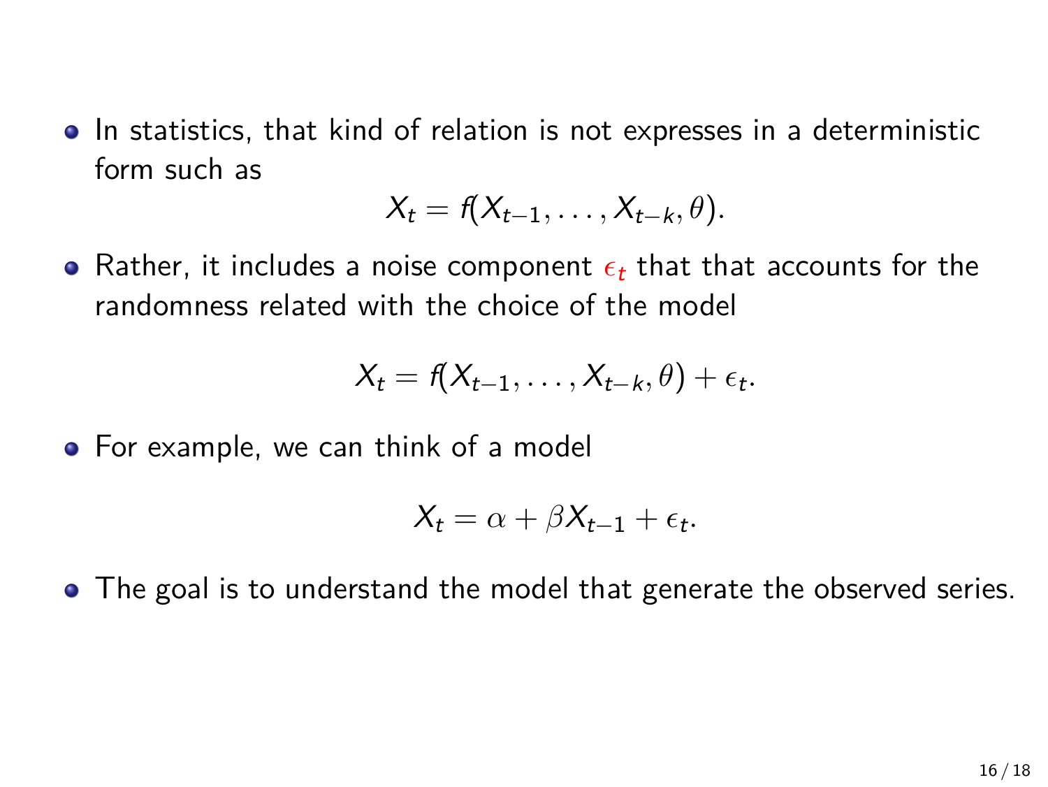- In statistics, that kind of relation is not expresses in a deterministic form such as

$$X_t = f(X_{t-1}, \ldots, X_{t-k}, \theta).$$

- Rather, it includes a noise component $\epsilon_t$ that that accounts for the randomness related with the choice of the model

$$X_t = f(X_{t-1}, \ldots, X_{t-k}, \theta) + \epsilon_t.$$

- For example, we can think of a model

$$X_t = \alpha + \beta X_{t-1} + \epsilon_t.$$

- The goal is to understand the model that generate the observed series.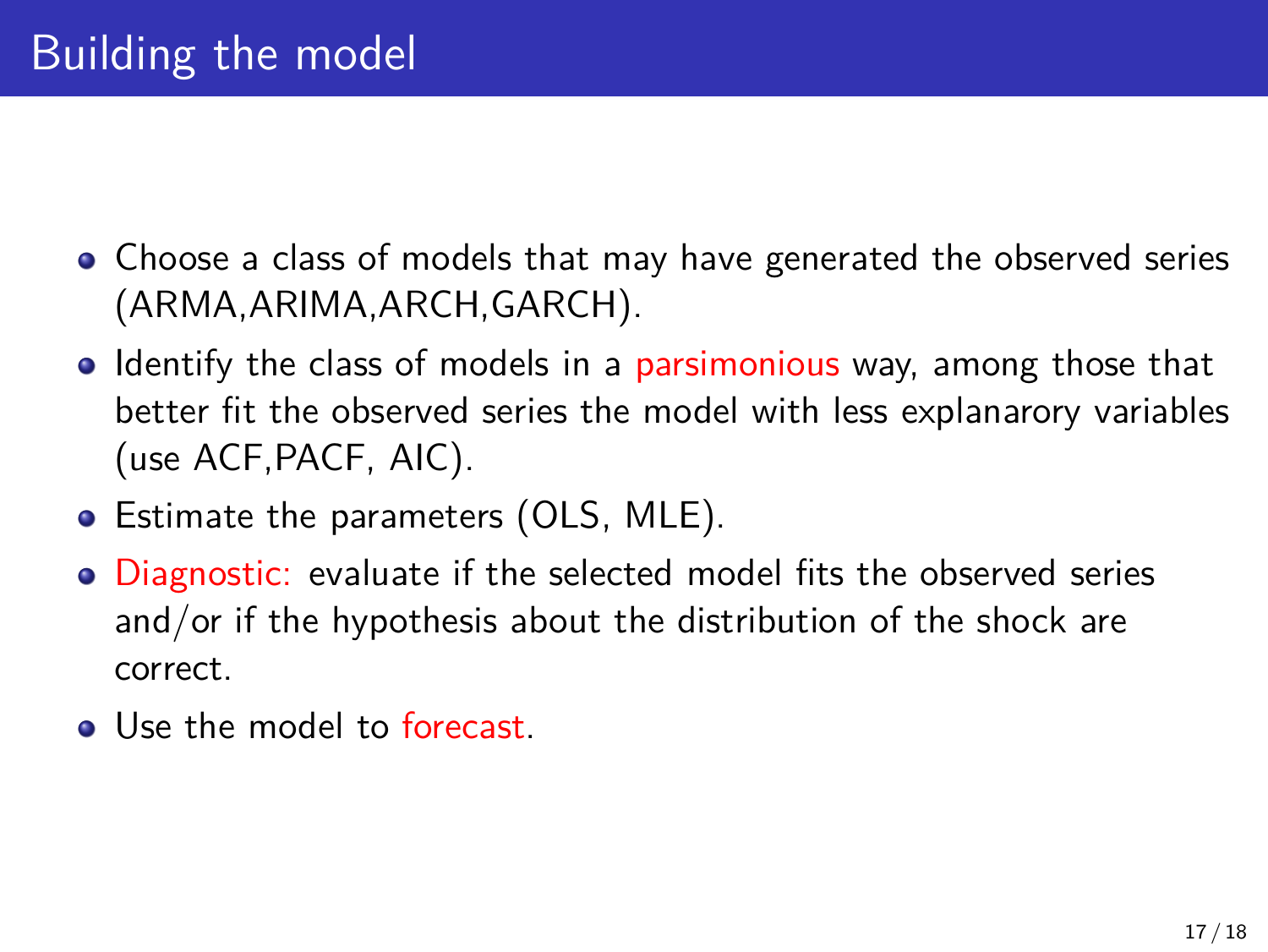# Building the model

- Choose a class of models that may have generated the observed series (ARMA,ARIMA,ARCH,GARCH).
- Identify the class of models in a parsimonious way, among those that better fit the observed series the model with less explanarory variables (use ACF,PACF, AIC).
- Estimate the parameters (OLS, MLE).
- Diagnostic: evaluate if the selected model fits the observed series and/or if the hypothesis about the distribution of the shock are correct.
- Use the model to forecast.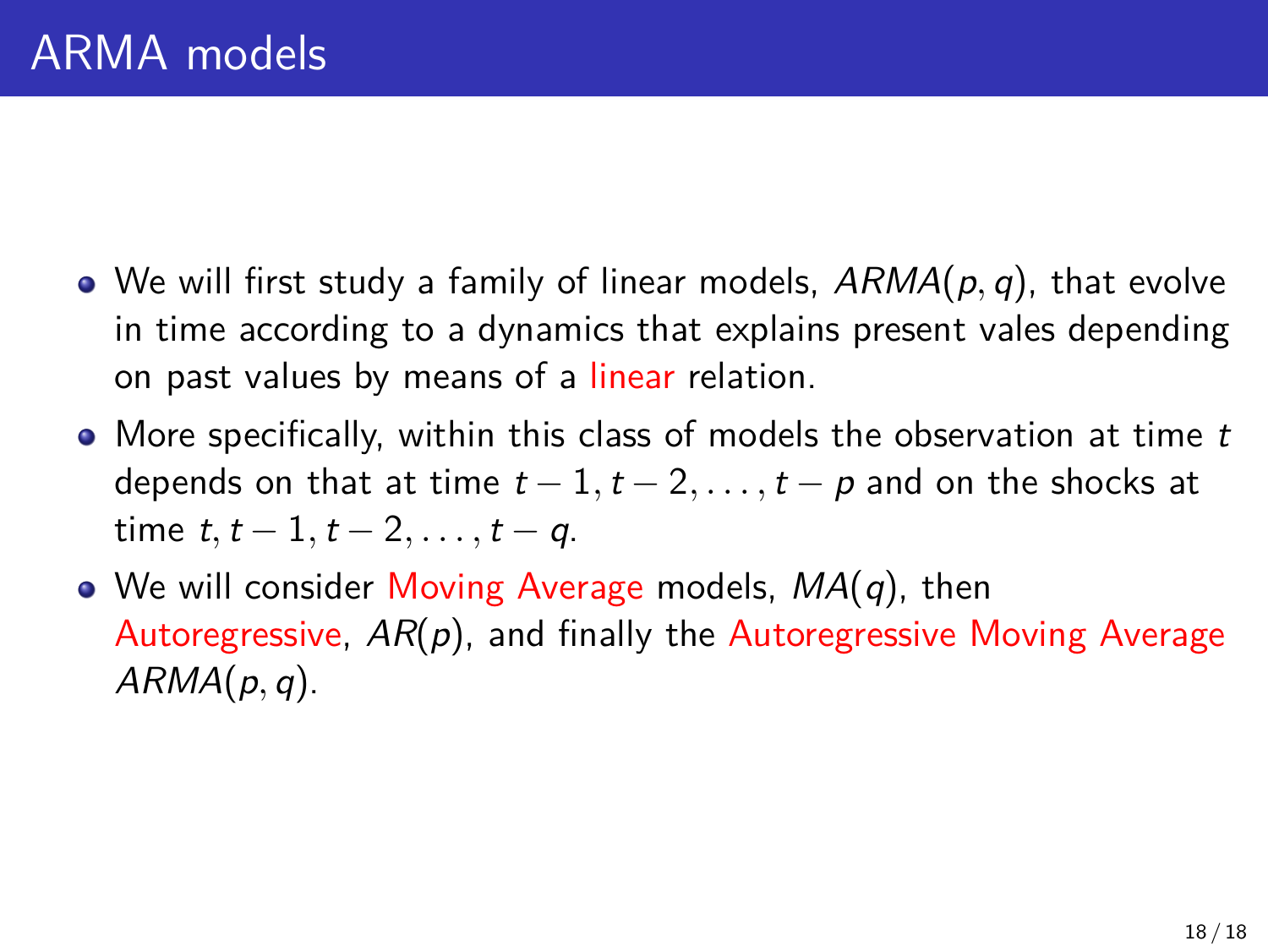# ARMA models

- We will first study a family of linear models, $ARMA(p, q)$, that evolve in time according to a dynamics that explains present vales depending on past values by means of a linear relation.
- More specifically, within this class of models the observation at time $t$ depends on that at time $t-1, t-2, \ldots, t-p$ and on the shocks at time $t, t-1, t-2, \ldots, t-q$.
- We will consider Moving Average models, $MA(q)$, then Autoregressive, $AR(p)$, and finally the Autoregressive Moving Average $ARMA(p, q)$.